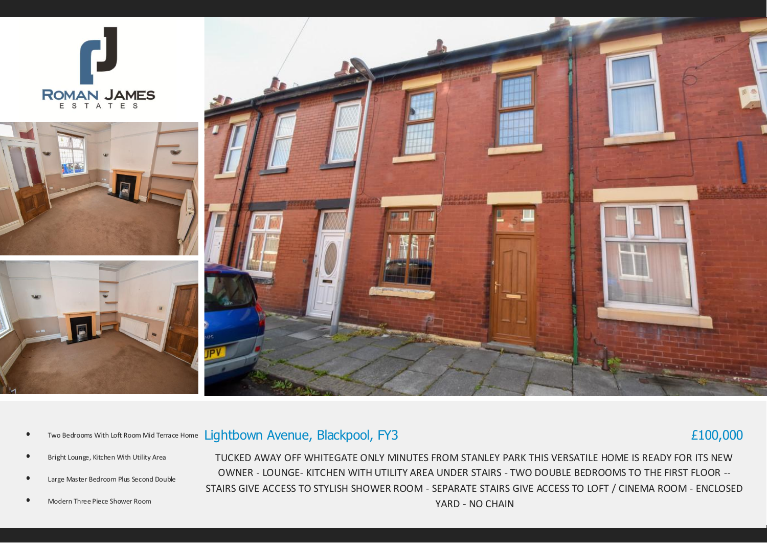ROMAN JAMES
ESTATES

- Two Bedrooms With Loft Room Mid Terrace Home
- Bright Lounge, Kitchen With Utility Area
- Large Master Bedroom Plus Second Double
- Modern Three Piece Shower Room

## Lightbown Avenue, Blackpool, FY3

## £100,000

TUCKED AWAY OFF WHITEGATE ONLY MINUTES FROM STANLEY PARK THIS VERSATILE HOME IS READY FOR ITS NEW OWNER - LOUNGE- KITCHEN WITH UTILITY AREA UNDER STAIRS - TWO DOUBLE BEDROOMS TO THE FIRST FLOOR -- STAIRS GIVE ACCESS TO STYLISH SHOWER ROOM - SEPARATE STAIRS GIVE ACCESS TO LOFT / CINEMA ROOM - ENCLOSED YARD - NO CHAIN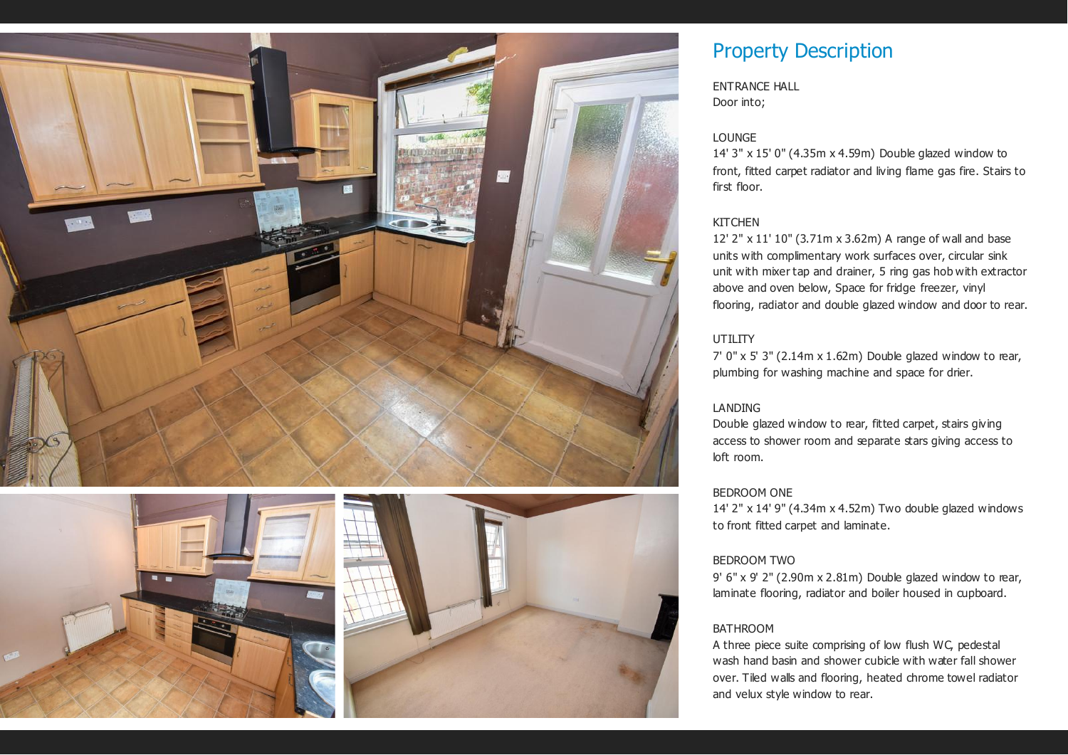## Property Description

ENTRANCE HALL
Door into;

LOUNGE
14' 3" x 15' 0" (4.35m x 4.59m) Double glazed window to front, fitted carpet radiator and living flame gas fire. Stairs to first floor.

KITCHEN
12' 2" x 11' 10" (3.71m x 3.62m) A range of wall and base units with complimentary work surfaces over, circular sink unit with mixer tap and drainer, 5 ring gas hob with extractor above and oven below, Space for fridge freezer, vinyl flooring, radiator and double glazed window and door to rear.

UTILITY
7' 0" x 5' 3" (2.14m x 1.62m) Double glazed window to rear, plumbing for washing machine and space for drier.

LANDING
Double glazed window to rear, fitted carpet, stairs giving access to shower room and separate stars giving access to loft room.

BEDROOM ONE
14' 2" x 14' 9" (4.34m x 4.52m) Two double glazed windows to front fitted carpet and laminate.

BEDROOM TWO
9' 6" x 9' 2" (2.90m x 2.81m) Double glazed window to rear, laminate flooring, radiator and boiler housed in cupboard.

BATHROOM
A three piece suite comprising of low flush WC, pedestal wash hand basin and shower cubicle with water fall shower over. Tiled walls and flooring, heated chrome towel radiator and velux style window to rear.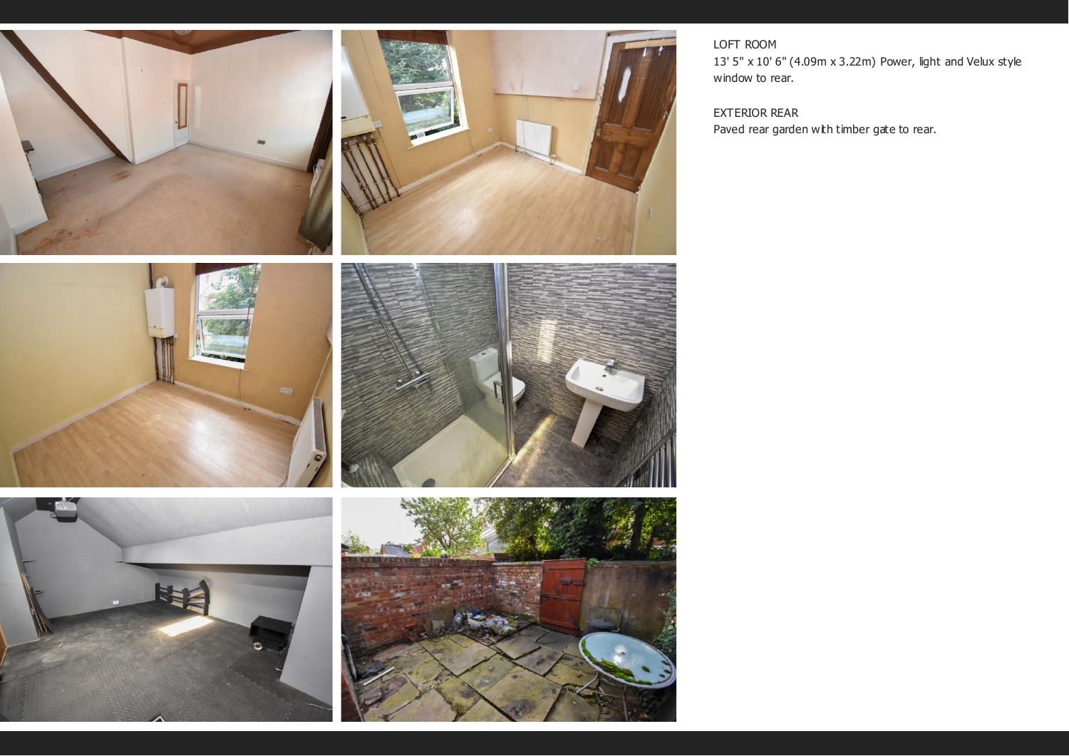LOFT ROOM

13' 5" x 10' 6" (4.09m x 3.22m) Power, light and Velux style window to rear.

EXTERIOR REAR

Paved rear garden with timber gate to rear.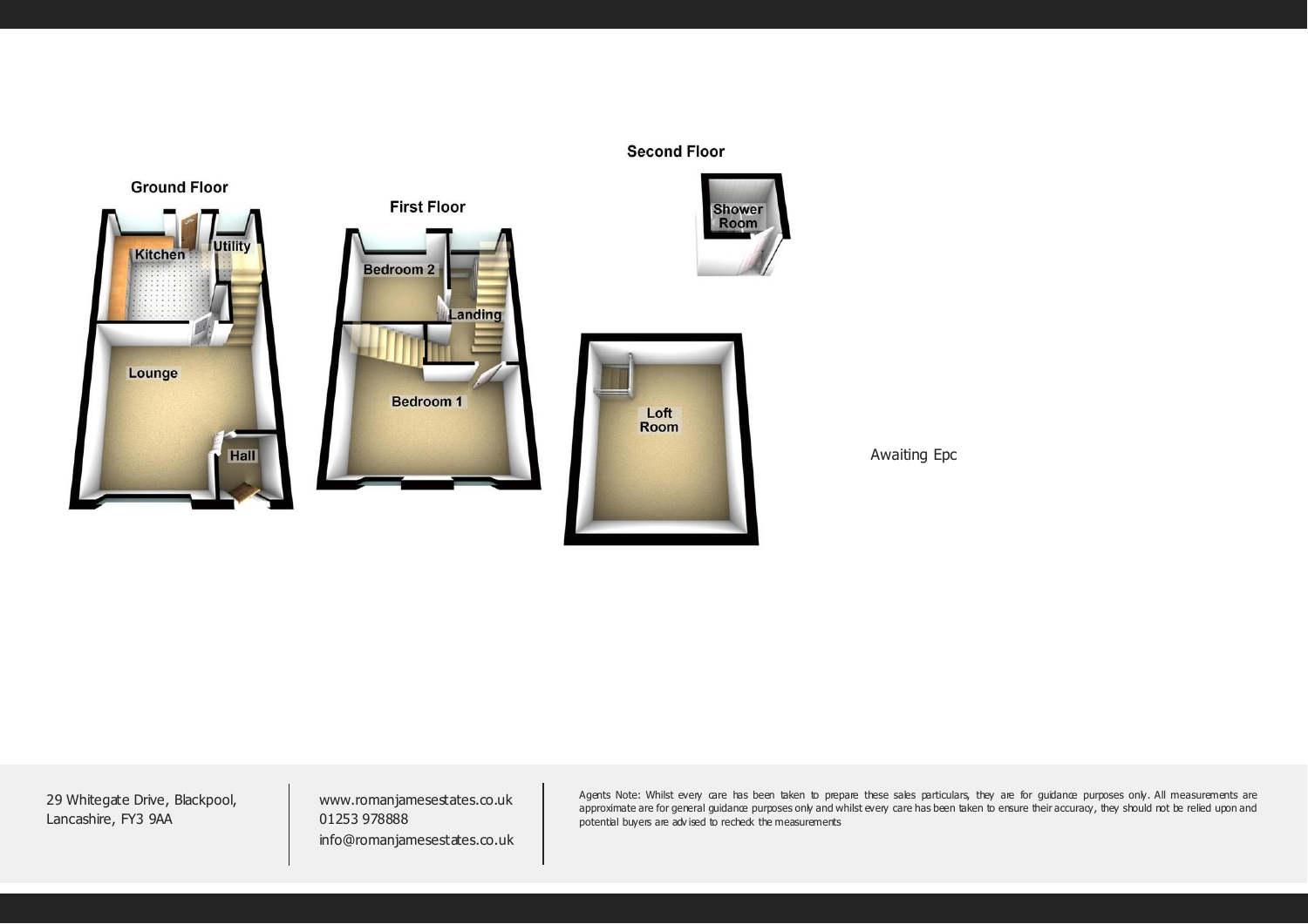## Ground Floor

Kitchen

Utility

Lounge

Hall

## First Floor

Bedroom 2

Landing

Bedroom 1

## Second Floor

Shower Room

Loft Room

Awaiting Epc

29 Whitegate Drive, Blackpool, Lancashire, FY3 9AA

www.romanjamesestates.co.uk
01253 978888
info@romanjamesestates.co.uk

Agents Note: Whilst every care has been taken to prepare these sales particulars, they are for guidance purposes only. All measurements are approximate are for general guidance purposes only and whilst every care has been taken to ensure their accuracy, they should not be relied upon and potential buyers are advised to recheck the measurements